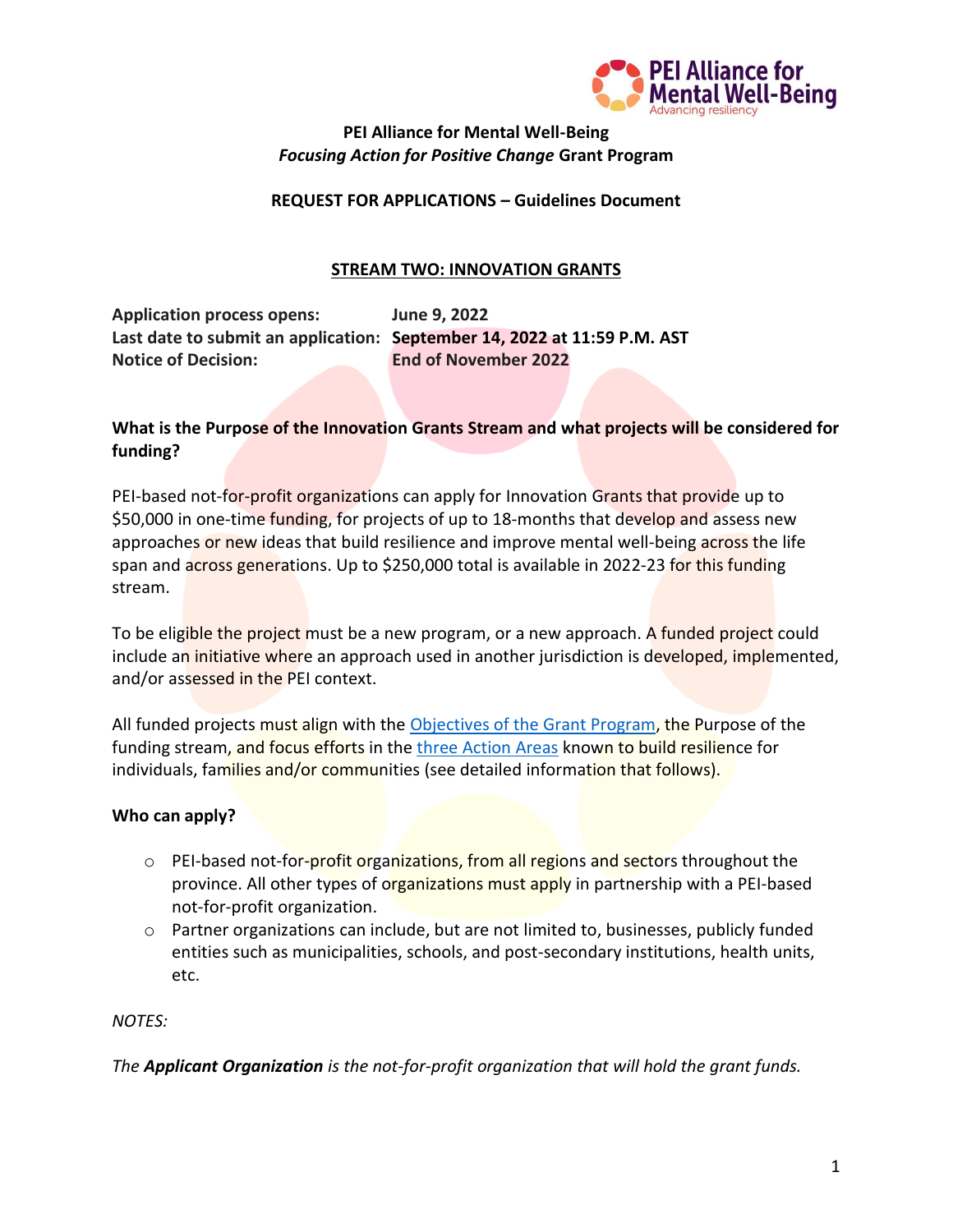**PEI Alliance for Mental Well-Being**
***Focusing Action for Positive Change* Grant Program**

**REQUEST FOR APPLICATIONS – Guidelines Document**

## STREAM TWO: INNOVATION GRANTS

| | |
|---|---|
| **Application process opens:** | **June 9, 2022** |
| **Last date to submit an application:** | **September 14, 2022 at 11:59 P.M. AST** |
| **Notice of Decision:** | **End of November 2022** |

### What is the Purpose of the Innovation Grants Stream and what projects will be considered for funding?

PEI-based not-for-profit organizations can apply for Innovation Grants that provide up to $50,000 in one-time funding, for projects of up to 18-months that develop and assess new approaches or new ideas that build resilience and improve mental well-being across the life span and across generations. Up to $250,000 total is available in 2022-23 for this funding stream.

To be eligible the project must be a new program, or a new approach. A funded project could include an initiative where an approach used in another jurisdiction is developed, implemented, and/or assessed in the PEI context.

All funded projects must align with the [Objectives of the Grant Program](), the Purpose of the funding stream, and focus efforts in the [three Action Areas]() known to build resilience for individuals, families and/or communities (see detailed information that follows).

### Who can apply?

- PEI-based not-for-profit organizations, from all regions and sectors throughout the province. All other types of organizations must apply in partnership with a PEI-based not-for-profit organization.
- Partner organizations can include, but are not limited to, businesses, publicly funded entities such as municipalities, schools, and post-secondary institutions, health units, etc.

*NOTES:*

*The **Applicant Organization** is the not-for-profit organization that will hold the grant funds.*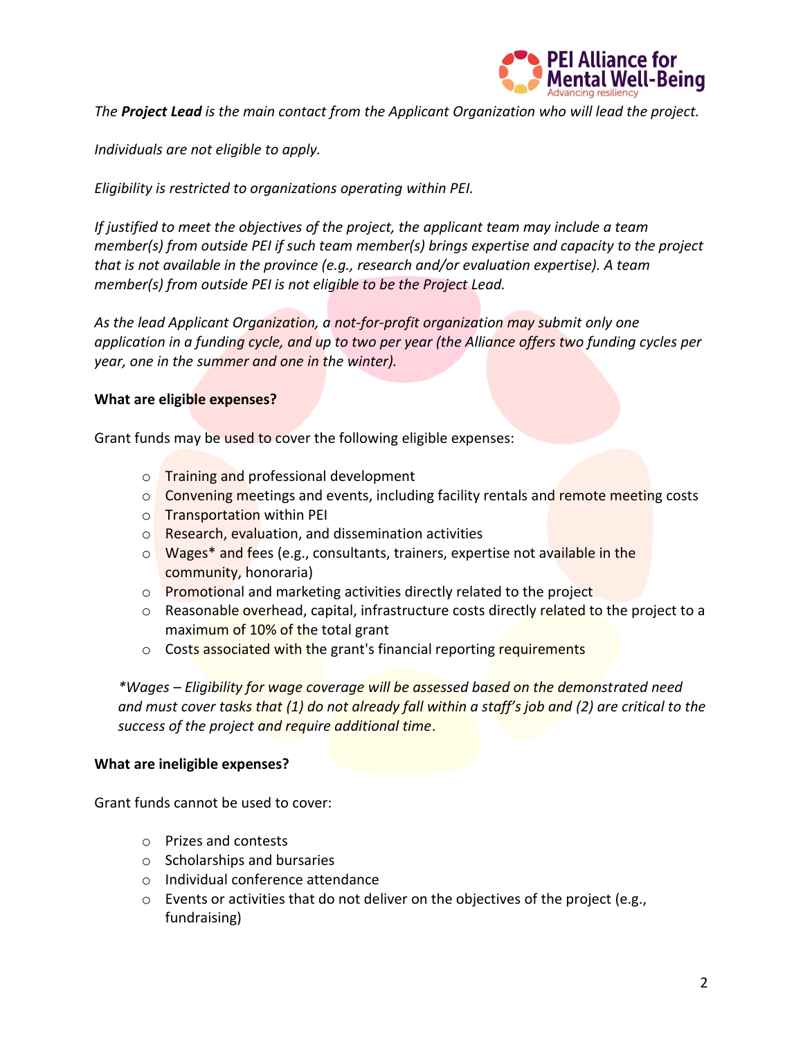*The **Project Lead** is the main contact from the Applicant Organization who will lead the project.*

*Individuals are not eligible to apply.*

*Eligibility is restricted to organizations operating within PEI.*

*If justified to meet the objectives of the project, the applicant team may include a team member(s) from outside PEI if such team member(s) brings expertise and capacity to the project that is not available in the province (e.g., research and/or evaluation expertise). A team member(s) from outside PEI is not eligible to be the Project Lead.*

*As the lead Applicant Organization, a not-for-profit organization may submit only one application in a funding cycle, and up to two per year (the Alliance offers two funding cycles per year, one in the summer and one in the winter).*

**What are eligible expenses?**

Grant funds may be used to cover the following eligible expenses:

- Training and professional development
- Convening meetings and events, including facility rentals and remote meeting costs
- Transportation within PEI
- Research, evaluation, and dissemination activities
- Wages* and fees (e.g., consultants, trainers, expertise not available in the community, honoraria)
- Promotional and marketing activities directly related to the project
- Reasonable overhead, capital, infrastructure costs directly related to the project to a maximum of 10% of the total grant
- Costs associated with the grant's financial reporting requirements

*\*Wages – Eligibility for wage coverage will be assessed based on the demonstrated need and must cover tasks that (1) do not already fall within a staff's job and (2) are critical to the success of the project and require additional time.*

**What are ineligible expenses?**

Grant funds cannot be used to cover:

- Prizes and contests
- Scholarships and bursaries
- Individual conference attendance
- Events or activities that do not deliver on the objectives of the project (e.g., fundraising)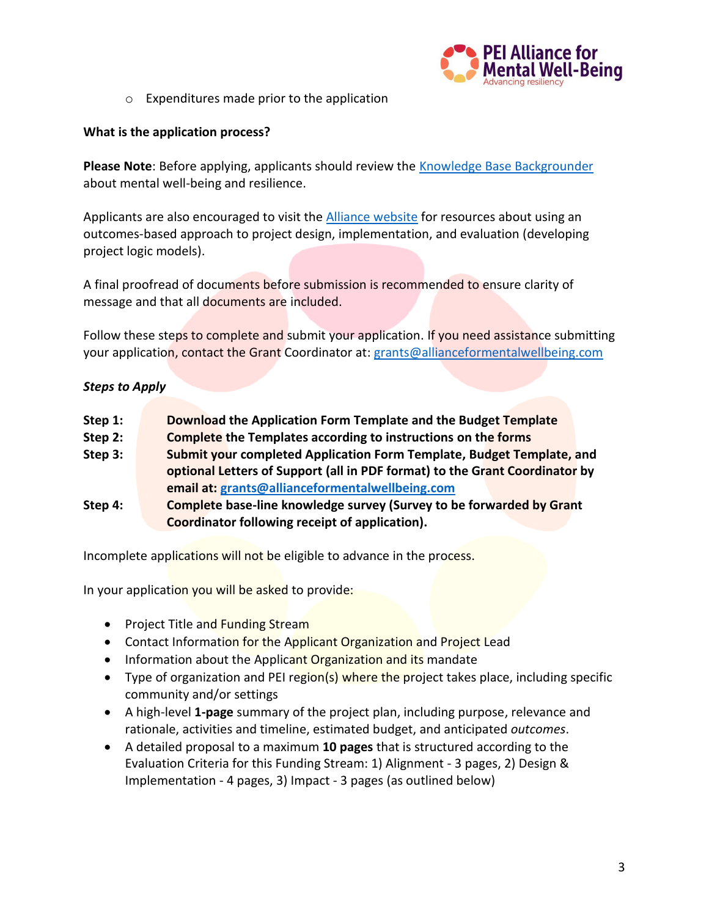- Expenditures made prior to the application

**What is the application process?**

**Please Note**: Before applying, applicants should review the Knowledge Base Backgrounder about mental well-being and resilience.

Applicants are also encouraged to visit the Alliance website for resources about using an outcomes-based approach to project design, implementation, and evaluation (developing project logic models).

A final proofread of documents before submission is recommended to ensure clarity of message and that all documents are included.

Follow these steps to complete and submit your application. If you need assistance submitting your application, contact the Grant Coordinator at: grants@allianceformentalwellbeing.com

***Steps to Apply***

**Step 1:** **Download the Application Form Template and the Budget Template**

**Step 2:** **Complete the Templates according to instructions on the forms**

**Step 3:** **Submit your completed Application Form Template, Budget Template, and optional Letters of Support (all in PDF format) to the Grant Coordinator by email at: grants@allianceformentalwellbeing.com**

**Step 4:** **Complete base-line knowledge survey (Survey to be forwarded by Grant Coordinator following receipt of application).**

Incomplete applications will not be eligible to advance in the process.

In your application you will be asked to provide:

- Project Title and Funding Stream
- Contact Information for the Applicant Organization and Project Lead
- Information about the Applicant Organization and its mandate
- Type of organization and PEI region(s) where the project takes place, including specific community and/or settings
- A high-level **1-page** summary of the project plan, including purpose, relevance and rationale, activities and timeline, estimated budget, and anticipated *outcomes*.
- A detailed proposal to a maximum **10 pages** that is structured according to the Evaluation Criteria for this Funding Stream: 1) Alignment - 3 pages, 2) Design & Implementation - 4 pages, 3) Impact - 3 pages (as outlined below)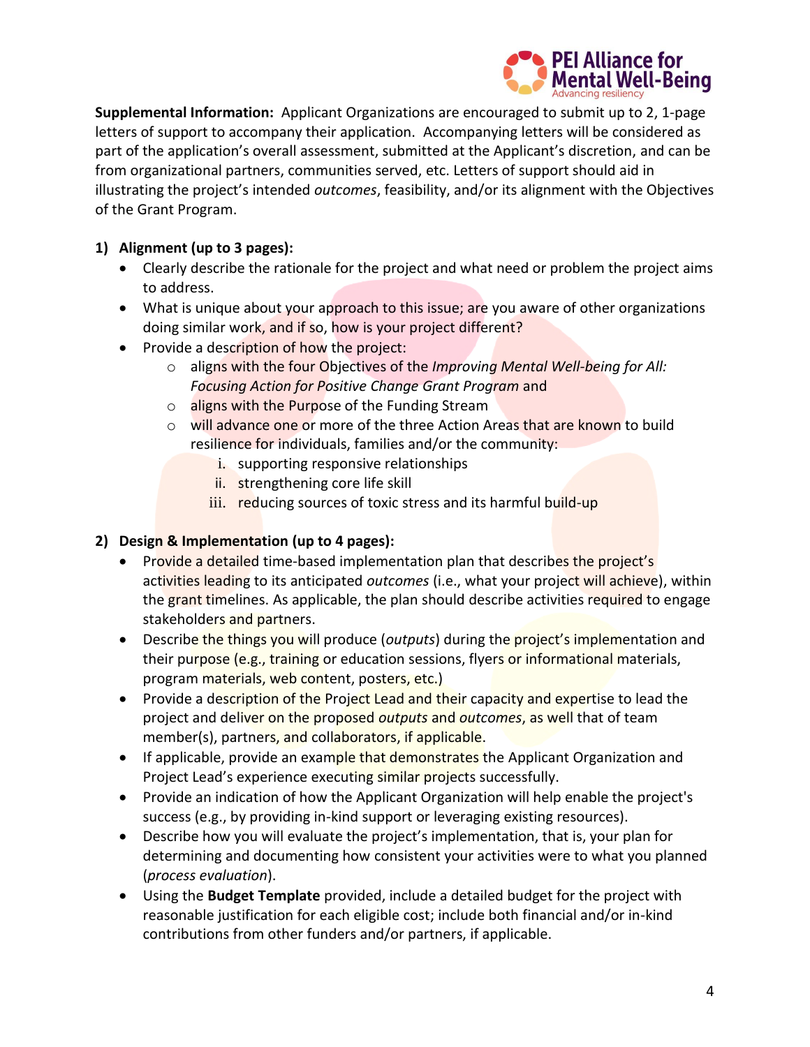**Supplemental Information:** Applicant Organizations are encouraged to submit up to 2, 1-page letters of support to accompany their application. Accompanying letters will be considered as part of the application's overall assessment, submitted at the Applicant's discretion, and can be from organizational partners, communities served, etc. Letters of support should aid in illustrating the project's intended *outcomes*, feasibility, and/or its alignment with the Objectives of the Grant Program.

**1) Alignment (up to 3 pages):**

- Clearly describe the rationale for the project and what need or problem the project aims to address.
- What is unique about your approach to this issue; are you aware of other organizations doing similar work, and if so, how is your project different?
- Provide a description of how the project:
  - aligns with the four Objectives of the *Improving Mental Well-being for All: Focusing Action for Positive Change Grant Program* and
  - aligns with the Purpose of the Funding Stream
  - will advance one or more of the three Action Areas that are known to build resilience for individuals, families and/or the community:
    1. supporting responsive relationships
    2. strengthening core life skill
    3. reducing sources of toxic stress and its harmful build-up

**2) Design & Implementation (up to 4 pages):**

- Provide a detailed time-based implementation plan that describes the project's activities leading to its anticipated *outcomes* (i.e., what your project will achieve), within the grant timelines. As applicable, the plan should describe activities required to engage stakeholders and partners.
- Describe the things you will produce (*outputs*) during the project's implementation and their purpose (e.g., training or education sessions, flyers or informational materials, program materials, web content, posters, etc.)
- Provide a description of the Project Lead and their capacity and expertise to lead the project and deliver on the proposed *outputs* and *outcomes*, as well that of team member(s), partners, and collaborators, if applicable.
- If applicable, provide an example that demonstrates the Applicant Organization and Project Lead's experience executing similar projects successfully.
- Provide an indication of how the Applicant Organization will help enable the project's success (e.g., by providing in-kind support or leveraging existing resources).
- Describe how you will evaluate the project's implementation, that is, your plan for determining and documenting how consistent your activities were to what you planned (*process evaluation*).
- Using the **Budget Template** provided, include a detailed budget for the project with reasonable justification for each eligible cost; include both financial and/or in-kind contributions from other funders and/or partners, if applicable.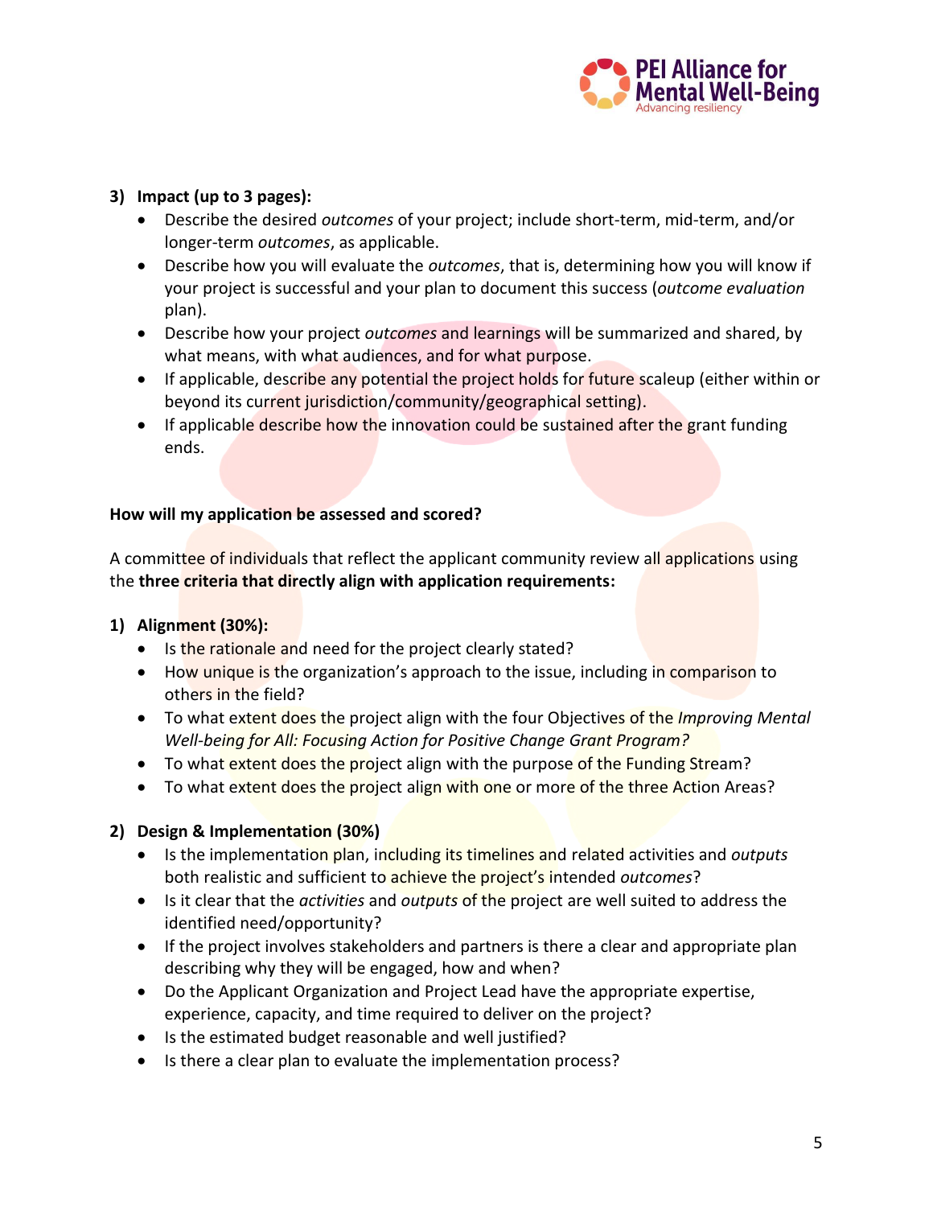**3) Impact (up to 3 pages):**

- Describe the desired *outcomes* of your project; include short-term, mid-term, and/or longer-term *outcomes*, as applicable.
- Describe how you will evaluate the *outcomes*, that is, determining how you will know if your project is successful and your plan to document this success (*outcome evaluation* plan).
- Describe how your project *outcomes* and learnings will be summarized and shared, by what means, with what audiences, and for what purpose.
- If applicable, describe any potential the project holds for future scaleup (either within or beyond its current jurisdiction/community/geographical setting).
- If applicable describe how the innovation could be sustained after the grant funding ends.

**How will my application be assessed and scored?**

A committee of individuals that reflect the applicant community review all applications using the **three criteria that directly align with application requirements:**

**1) Alignment (30%):**

- Is the rationale and need for the project clearly stated?
- How unique is the organization's approach to the issue, including in comparison to others in the field?
- To what extent does the project align with the four Objectives of the *Improving Mental Well-being for All: Focusing Action for Positive Change Grant Program?*
- To what extent does the project align with the purpose of the Funding Stream?
- To what extent does the project align with one or more of the three Action Areas?

**2) Design & Implementation (30%)**

- Is the implementation plan, including its timelines and related activities and *outputs* both realistic and sufficient to achieve the project's intended *outcomes*?
- Is it clear that the *activities* and *outputs* of the project are well suited to address the identified need/opportunity?
- If the project involves stakeholders and partners is there a clear and appropriate plan describing why they will be engaged, how and when?
- Do the Applicant Organization and Project Lead have the appropriate expertise, experience, capacity, and time required to deliver on the project?
- Is the estimated budget reasonable and well justified?
- Is there a clear plan to evaluate the implementation process?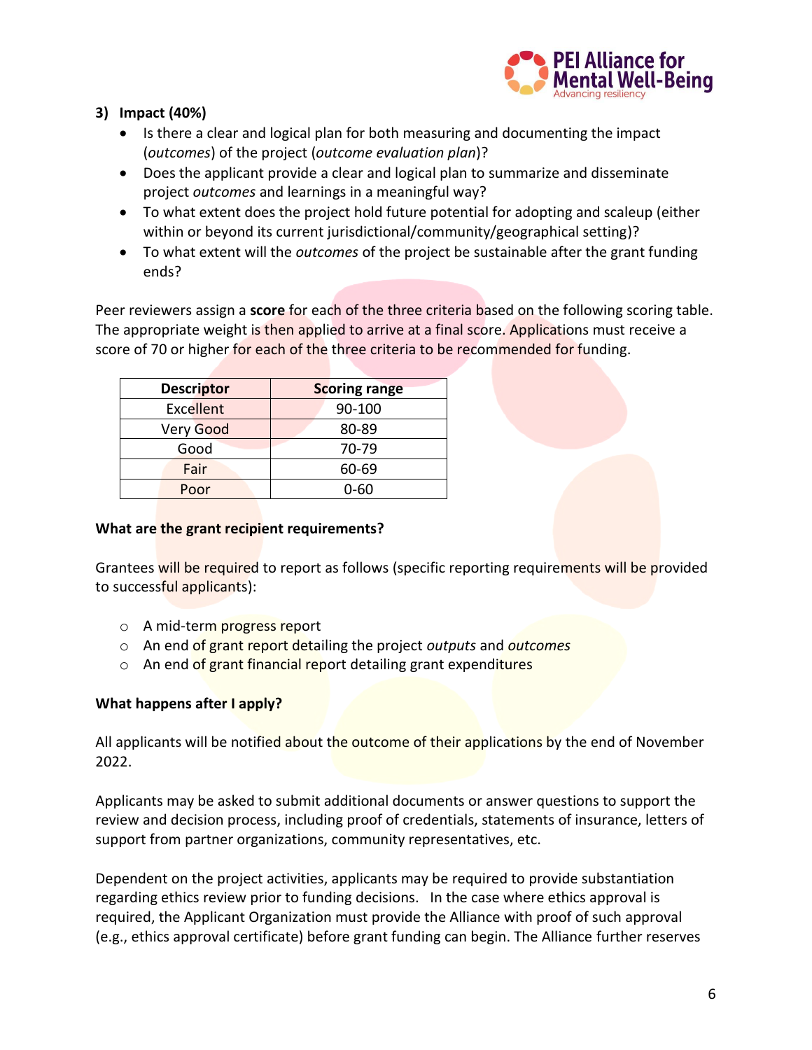### 3) Impact (40%)

- Is there a clear and logical plan for both measuring and documenting the impact (*outcomes*) of the project (*outcome evaluation plan*)?
- Does the applicant provide a clear and logical plan to summarize and disseminate project *outcomes* and learnings in a meaningful way?
- To what extent does the project hold future potential for adopting and scaleup (either within or beyond its current jurisdictional/community/geographical setting)?
- To what extent will the *outcomes* of the project be sustainable after the grant funding ends?

Peer reviewers assign a **score** for each of the three criteria based on the following scoring table. The appropriate weight is then applied to arrive at a final score. Applications must receive a score of 70 or higher for each of the three criteria to be recommended for funding.

| Descriptor | Scoring range |
|---|---|
| Excellent | 90-100 |
| Very Good | 80-89 |
| Good | 70-79 |
| Fair | 60-69 |
| Poor | 0-60 |

**What are the grant recipient requirements?**

Grantees will be required to report as follows (specific reporting requirements will be provided to successful applicants):

- A mid-term progress report
- An end of grant report detailing the project *outputs* and *outcomes*
- An end of grant financial report detailing grant expenditures

**What happens after I apply?**

All applicants will be notified about the outcome of their applications by the end of November 2022.

Applicants may be asked to submit additional documents or answer questions to support the review and decision process, including proof of credentials, statements of insurance, letters of support from partner organizations, community representatives, etc.

Dependent on the project activities, applicants may be required to provide substantiation regarding ethics review prior to funding decisions. In the case where ethics approval is required, the Applicant Organization must provide the Alliance with proof of such approval (e.g., ethics approval certificate) before grant funding can begin. The Alliance further reserves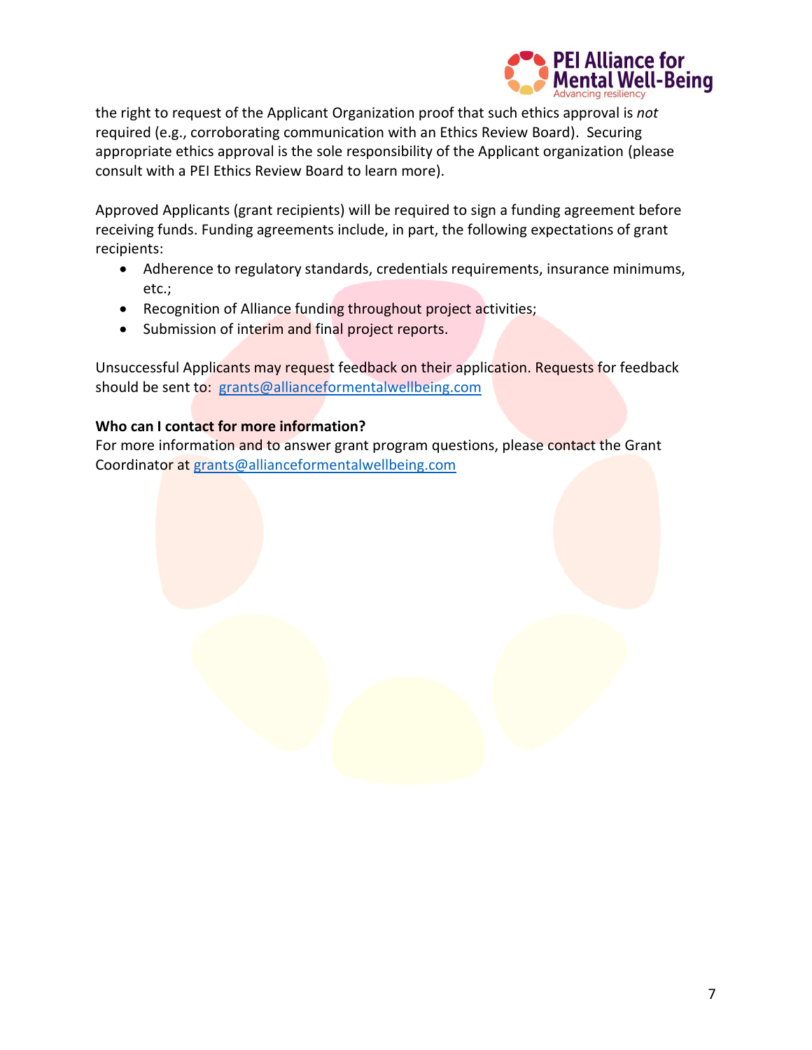the right to request of the Applicant Organization proof that such ethics approval is *not* required (e.g., corroborating communication with an Ethics Review Board). Securing appropriate ethics approval is the sole responsibility of the Applicant organization (please consult with a PEI Ethics Review Board to learn more).

Approved Applicants (grant recipients) will be required to sign a funding agreement before receiving funds. Funding agreements include, in part, the following expectations of grant recipients:

- Adherence to regulatory standards, credentials requirements, insurance minimums, etc.;
- Recognition of Alliance funding throughout project activities;
- Submission of interim and final project reports.

Unsuccessful Applicants may request feedback on their application. Requests for feedback should be sent to: grants@allianceformentalwellbeing.com

**Who can I contact for more information?**

For more information and to answer grant program questions, please contact the Grant Coordinator at grants@allianceformentalwellbeing.com